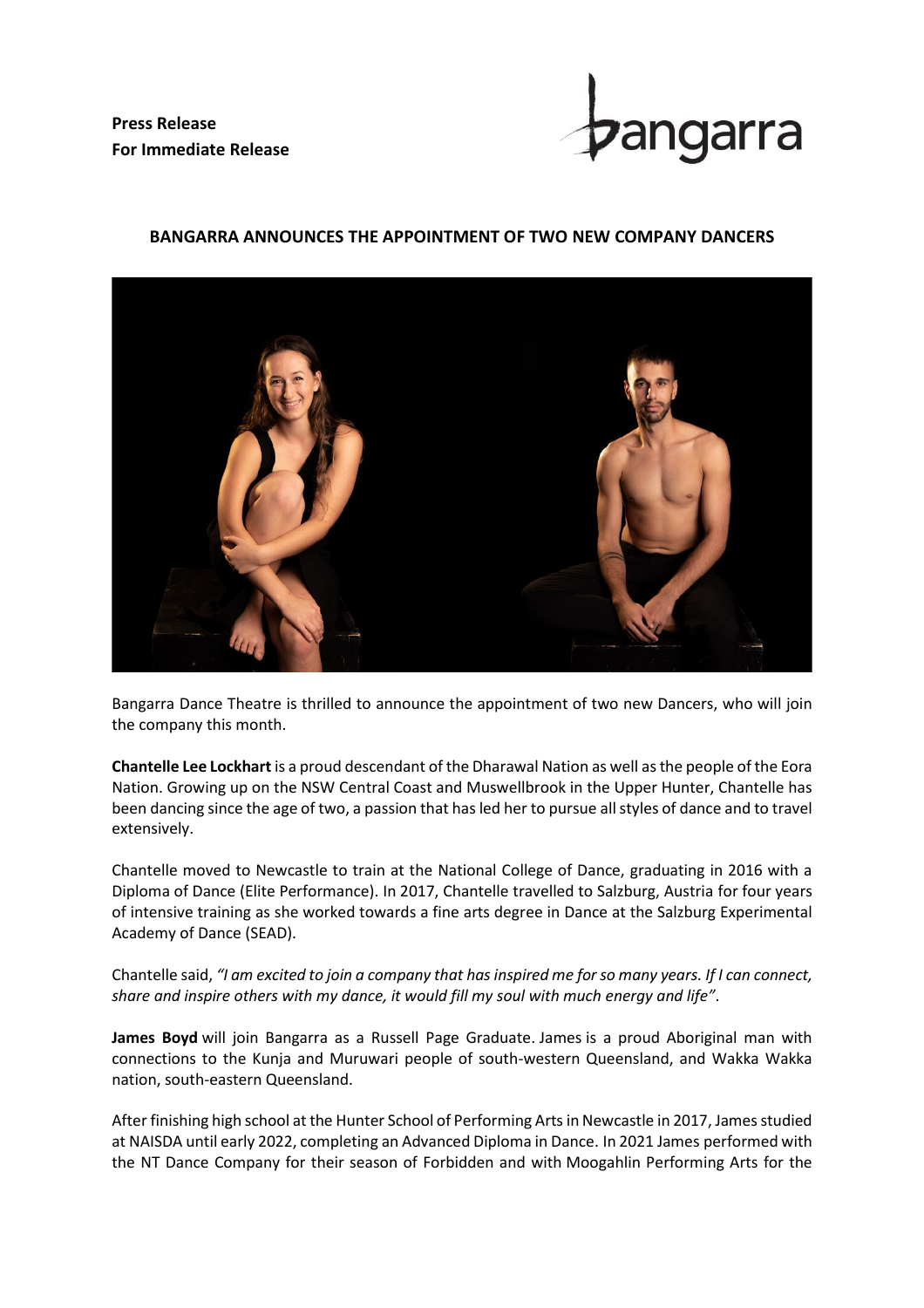**Press Release**
**For Immediate Release**

bangarra

**BANGARRA ANNOUNCES THE APPOINTMENT OF TWO NEW COMPANY DANCERS**

Bangarra Dance Theatre is thrilled to announce the appointment of two new Dancers, who will join the company this month.

**Chantelle Lee Lockhart** is a proud descendant of the Dharawal Nation as well as the people of the Eora Nation. Growing up on the NSW Central Coast and Muswellbrook in the Upper Hunter, Chantelle has been dancing since the age of two, a passion that has led her to pursue all styles of dance and to travel extensively.

Chantelle moved to Newcastle to train at the National College of Dance, graduating in 2016 with a Diploma of Dance (Elite Performance). In 2017, Chantelle travelled to Salzburg, Austria for four years of intensive training as she worked towards a fine arts degree in Dance at the Salzburg Experimental Academy of Dance (SEAD).

Chantelle said, *"I am excited to join a company that has inspired me for so many years. If I can connect, share and inspire others with my dance, it would fill my soul with much energy and life"*.

**James Boyd** will join Bangarra as a Russell Page Graduate. James is a proud Aboriginal man with connections to the Kunja and Muruwari people of south-western Queensland, and Wakka Wakka nation, south-eastern Queensland.

After finishing high school at the Hunter School of Performing Arts in Newcastle in 2017, James studied at NAISDA until early 2022, completing an Advanced Diploma in Dance. In 2021 James performed with the NT Dance Company for their season of Forbidden and with Moogahlin Performing Arts for the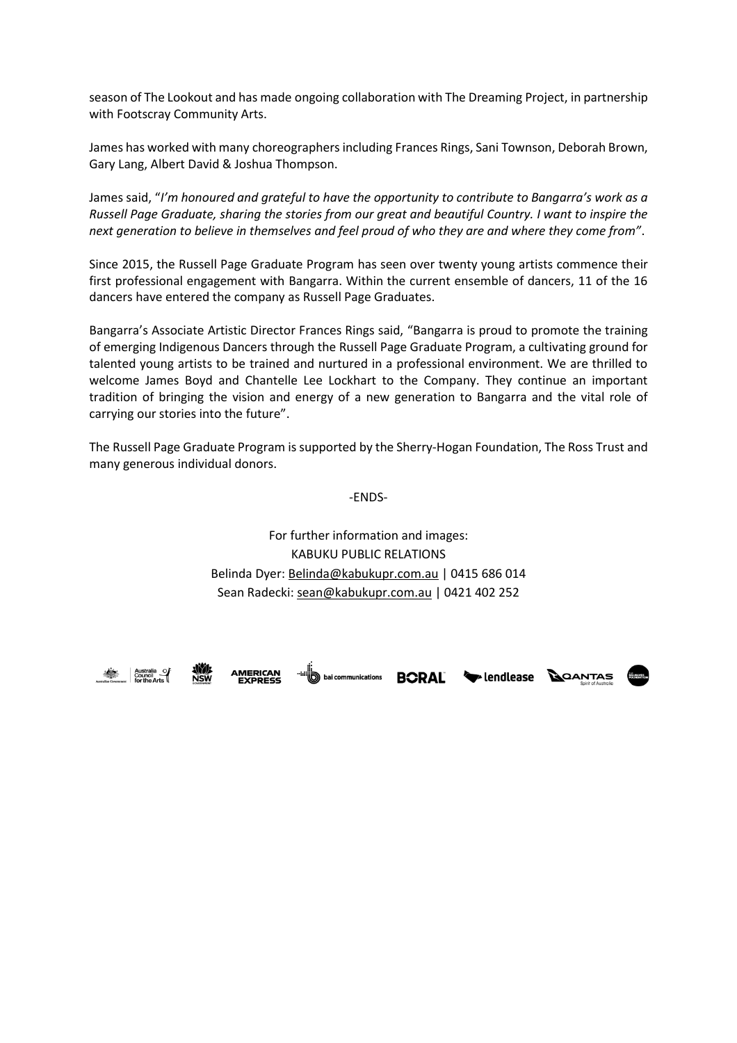season of The Lookout and has made ongoing collaboration with The Dreaming Project, in partnership with Footscray Community Arts.

James has worked with many choreographers including Frances Rings, Sani Townson, Deborah Brown, Gary Lang, Albert David & Joshua Thompson.

James said, "*I'm honoured and grateful to have the opportunity to contribute to Bangarra's work as a Russell Page Graduate, sharing the stories from our great and beautiful Country. I want to inspire the next generation to believe in themselves and feel proud of who they are and where they come from"*.

Since 2015, the Russell Page Graduate Program has seen over twenty young artists commence their first professional engagement with Bangarra. Within the current ensemble of dancers, 11 of the 16 dancers have entered the company as Russell Page Graduates.

Bangarra's Associate Artistic Director Frances Rings said, "Bangarra is proud to promote the training of emerging Indigenous Dancers through the Russell Page Graduate Program, a cultivating ground for talented young artists to be trained and nurtured in a professional environment. We are thrilled to welcome James Boyd and Chantelle Lee Lockhart to the Company. They continue an important tradition of bringing the vision and energy of a new generation to Bangarra and the vital role of carrying our stories into the future".

The Russell Page Graduate Program is supported by the Sherry-Hogan Foundation, The Ross Trust and many generous individual donors.

-ENDS-

For further information and images:
KABUKU PUBLIC RELATIONS
Belinda Dyer: Belinda@kabukupr.com.au | 0415 686 014
Sean Radecki: sean@kabukupr.com.au | 0421 402 252